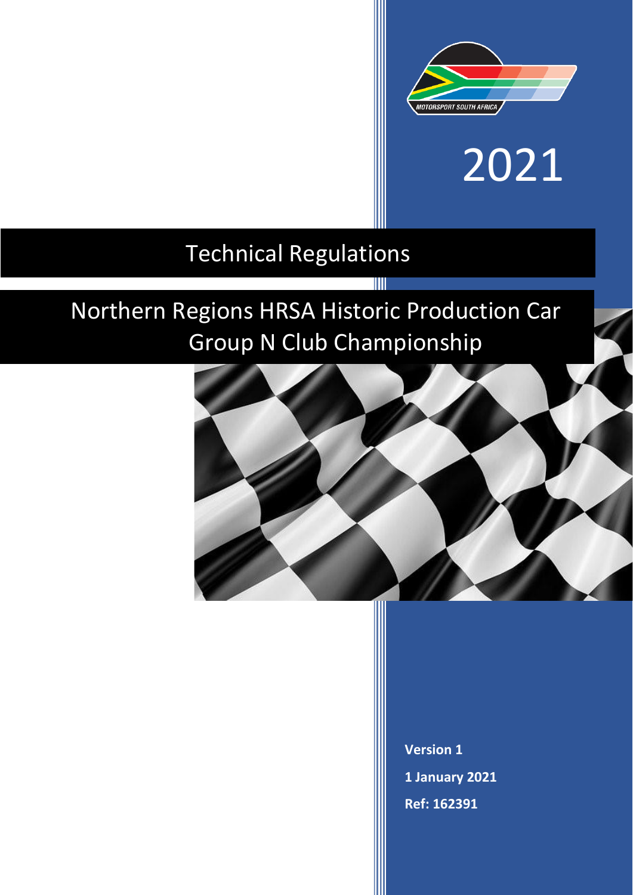2021

# Technical Regulations

## Northern Regions HRSA Historic Production Car Group N Club Championship

**Version 1**

**1 January 2021**

**Ref: 162391**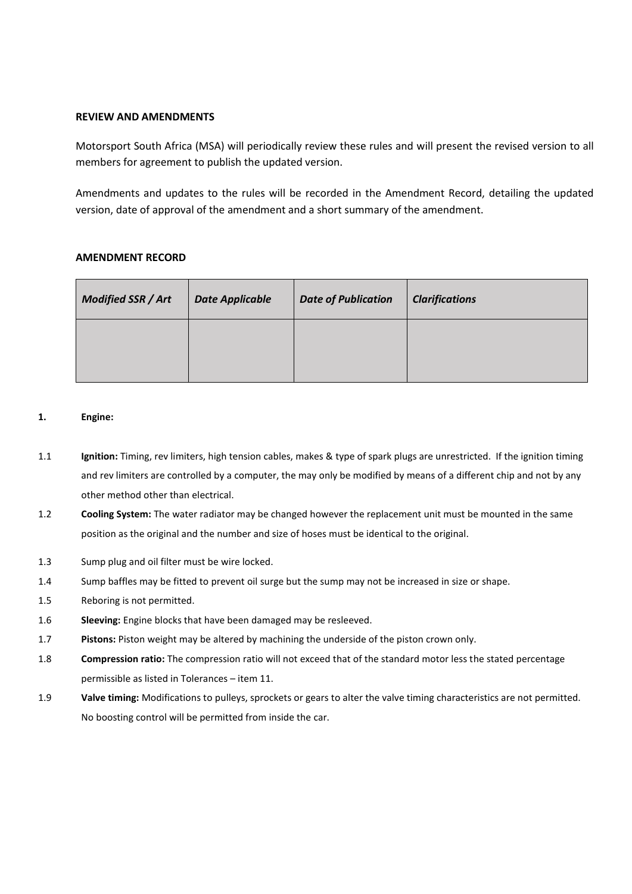**REVIEW AND AMENDMENTS**

Motorsport South Africa (MSA) will periodically review these rules and will present the revised version to all members for agreement to publish the updated version.

Amendments and updates to the rules will be recorded in the Amendment Record, detailing the updated version, date of approval of the amendment and a short summary of the amendment.

**AMENDMENT RECORD**

| *Modified SSR / Art* | *Date Applicable* | *Date of Publication* | *Clarifications* |
|---|---|---|---|
| | | | |

**1. Engine:**

1.1 **Ignition:** Timing, rev limiters, high tension cables, makes & type of spark plugs are unrestricted. If the ignition timing and rev limiters are controlled by a computer, the may only be modified by means of a different chip and not by any other method other than electrical.

1.2 **Cooling System:** The water radiator may be changed however the replacement unit must be mounted in the same position as the original and the number and size of hoses must be identical to the original.

1.3 Sump plug and oil filter must be wire locked.

1.4 Sump baffles may be fitted to prevent oil surge but the sump may not be increased in size or shape.

1.5 Reboring is not permitted.

1.6 **Sleeving:** Engine blocks that have been damaged may be resleeved.

1.7 **Pistons:** Piston weight may be altered by machining the underside of the piston crown only.

1.8 **Compression ratio:** The compression ratio will not exceed that of the standard motor less the stated percentage permissible as listed in Tolerances – item 11.

1.9 **Valve timing:** Modifications to pulleys, sprockets or gears to alter the valve timing characteristics are not permitted. No boosting control will be permitted from inside the car.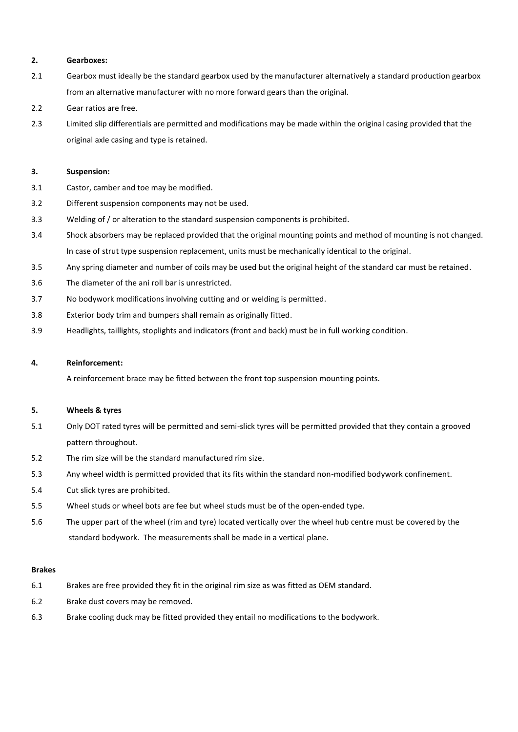**2. Gearboxes:**

2.1 Gearbox must ideally be the standard gearbox used by the manufacturer alternatively a standard production gearbox from an alternative manufacturer with no more forward gears than the original.

2.2 Gear ratios are free.

2.3 Limited slip differentials are permitted and modifications may be made within the original casing provided that the original axle casing and type is retained.

**3. Suspension:**

3.1 Castor, camber and toe may be modified.

3.2 Different suspension components may not be used.

3.3 Welding of / or alteration to the standard suspension components is prohibited.

3.4 Shock absorbers may be replaced provided that the original mounting points and method of mounting is not changed. In case of strut type suspension replacement, units must be mechanically identical to the original.

3.5 Any spring diameter and number of coils may be used but the original height of the standard car must be retained.

3.6 The diameter of the ani roll bar is unrestricted.

3.7 No bodywork modifications involving cutting and or welding is permitted.

3.8 Exterior body trim and bumpers shall remain as originally fitted.

3.9 Headlights, taillights, stoplights and indicators (front and back) must be in full working condition.

**4. Reinforcement:**

A reinforcement brace may be fitted between the front top suspension mounting points.

**5. Wheels & tyres**

5.1 Only DOT rated tyres will be permitted and semi-slick tyres will be permitted provided that they contain a grooved pattern throughout.

5.2 The rim size will be the standard manufactured rim size.

5.3 Any wheel width is permitted provided that its fits within the standard non-modified bodywork confinement.

5.4 Cut slick tyres are prohibited.

5.5 Wheel studs or wheel bots are fee but wheel studs must be of the open-ended type.

5.6 The upper part of the wheel (rim and tyre) located vertically over the wheel hub centre must be covered by the standard bodywork. The measurements shall be made in a vertical plane.

**Brakes**

6.1 Brakes are free provided they fit in the original rim size as was fitted as OEM standard.

6.2 Brake dust covers may be removed.

6.3 Brake cooling duck may be fitted provided they entail no modifications to the bodywork.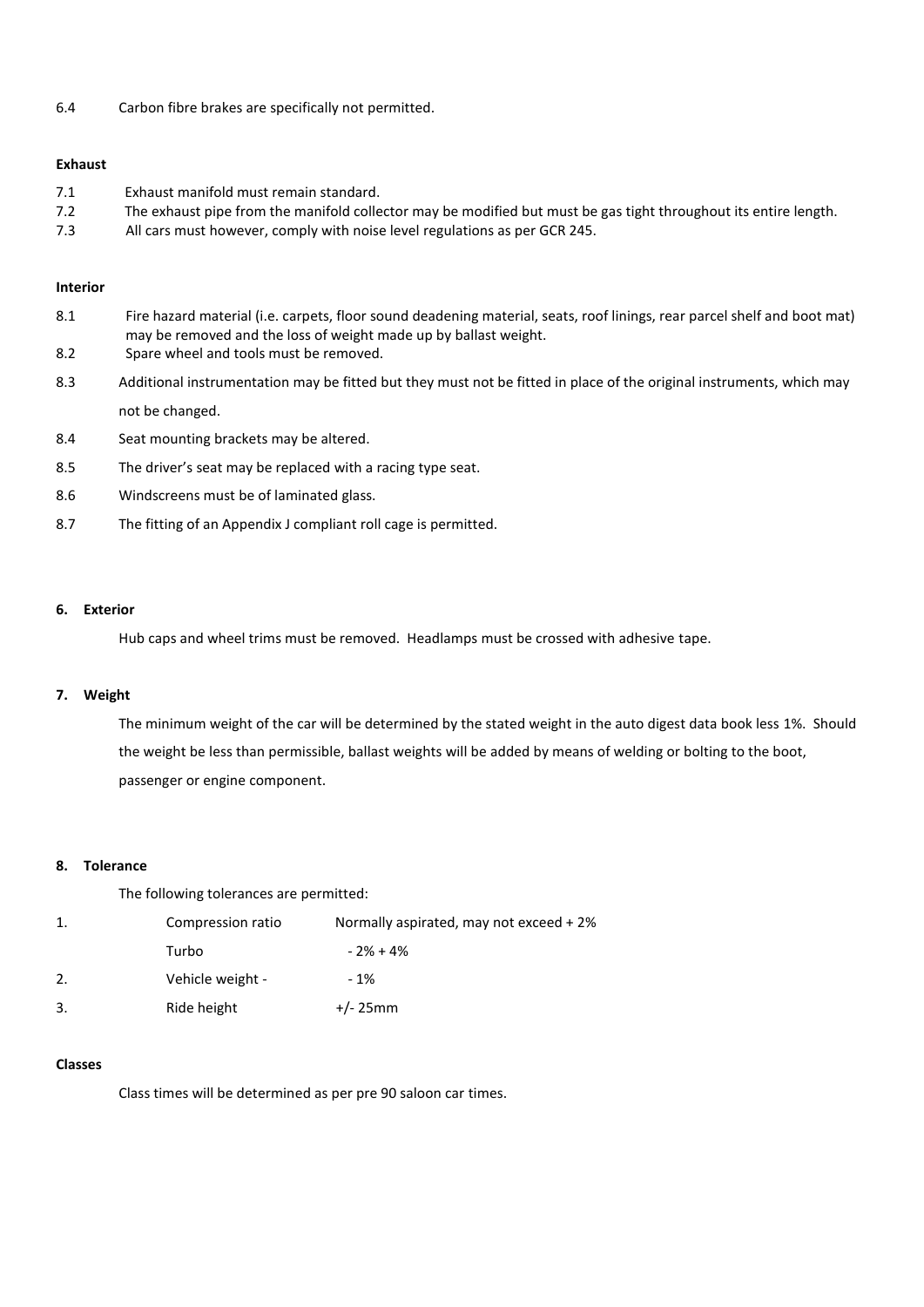6.4 Carbon fibre brakes are specifically not permitted.

**Exhaust**

7.1 Exhaust manifold must remain standard.
7.2 The exhaust pipe from the manifold collector may be modified but must be gas tight throughout its entire length.
7.3 All cars must however, comply with noise level regulations as per GCR 245.

**Interior**

8.1 Fire hazard material (i.e. carpets, floor sound deadening material, seats, roof linings, rear parcel shelf and boot mat) may be removed and the loss of weight made up by ballast weight.
8.2 Spare wheel and tools must be removed.
8.3 Additional instrumentation may be fitted but they must not be fitted in place of the original instruments, which may not be changed.
8.4 Seat mounting brackets may be altered.
8.5 The driver's seat may be replaced with a racing type seat.
8.6 Windscreens must be of laminated glass.
8.7 The fitting of an Appendix J compliant roll cage is permitted.

**6. Exterior**

Hub caps and wheel trims must be removed. Headlamps must be crossed with adhesive tape.

**7. Weight**

The minimum weight of the car will be determined by the stated weight in the auto digest data book less 1%. Should the weight be less than permissible, ballast weights will be added by means of welding or bolting to the boot, passenger or engine component.

**8. Tolerance**

The following tolerances are permitted:

| | | |
|---|---|---|
| 1. | Compression ratio | Normally aspirated, may not exceed + 2% |
| | Turbo | - 2% + 4% |
| 2. | Vehicle weight - | - 1% |
| 3. | Ride height | +/- 25mm |

**Classes**

Class times will be determined as per pre 90 saloon car times.